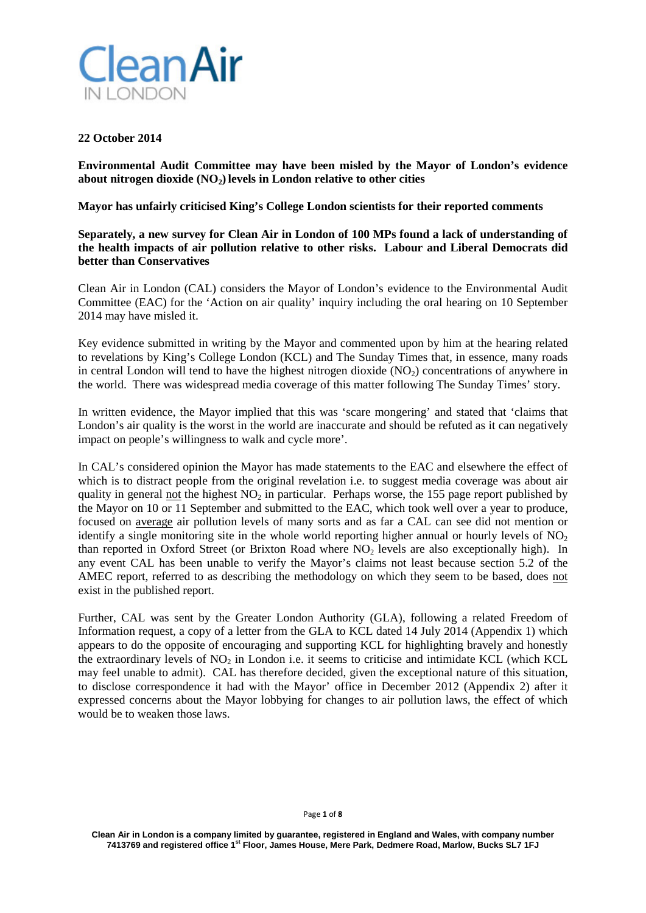Clean Air IN LONDON

**22 October 2014**

**Environmental Audit Committee may have been misled by the Mayor of London's evidence about nitrogen dioxide ($NO_2$) levels in London relative to other cities**

**Mayor has unfairly criticised King's College London scientists for their reported comments**

**Separately, a new survey for Clean Air in London of 100 MPs found a lack of understanding of the health impacts of air pollution relative to other risks. Labour and Liberal Democrats did better than Conservatives**

Clean Air in London (CAL) considers the Mayor of London's evidence to the Environmental Audit Committee (EAC) for the 'Action on air quality' inquiry including the oral hearing on 10 September 2014 may have misled it.

Key evidence submitted in writing by the Mayor and commented upon by him at the hearing related to revelations by King's College London (KCL) and The Sunday Times that, in essence, many roads in central London will tend to have the highest nitrogen dioxide ($NO_2$) concentrations of anywhere in the world. There was widespread media coverage of this matter following The Sunday Times' story.

In written evidence, the Mayor implied that this was 'scare mongering' and stated that 'claims that London's air quality is the worst in the world are inaccurate and should be refuted as it can negatively impact on people's willingness to walk and cycle more'.

In CAL's considered opinion the Mayor has made statements to the EAC and elsewhere the effect of which is to distract people from the original revelation i.e. to suggest media coverage was about air quality in general not the highest $NO_2$ in particular. Perhaps worse, the 155 page report published by the Mayor on 10 or 11 September and submitted to the EAC, which took well over a year to produce, focused on average air pollution levels of many sorts and as far a CAL can see did not mention or identify a single monitoring site in the whole world reporting higher annual or hourly levels of $NO_2$ than reported in Oxford Street (or Brixton Road where $NO_2$ levels are also exceptionally high). In any event CAL has been unable to verify the Mayor's claims not least because section 5.2 of the AMEC report, referred to as describing the methodology on which they seem to be based, does not exist in the published report.

Further, CAL was sent by the Greater London Authority (GLA), following a related Freedom of Information request, a copy of a letter from the GLA to KCL dated 14 July 2014 (Appendix 1) which appears to do the opposite of encouraging and supporting KCL for highlighting bravely and honestly the extraordinary levels of $NO_2$ in London i.e. it seems to criticise and intimidate KCL (which KCL may feel unable to admit). CAL has therefore decided, given the exceptional nature of this situation, to disclose correspondence it had with the Mayor' office in December 2012 (Appendix 2) after it expressed concerns about the Mayor lobbying for changes to air pollution laws, the effect of which would be to weaken those laws.

Clean Air in London is a company limited by guarantee, registered in England and Wales, with company number 7413769 and registered office 1st Floor, James House, Mere Park, Dedmere Road, Marlow, Bucks SL7 1FJ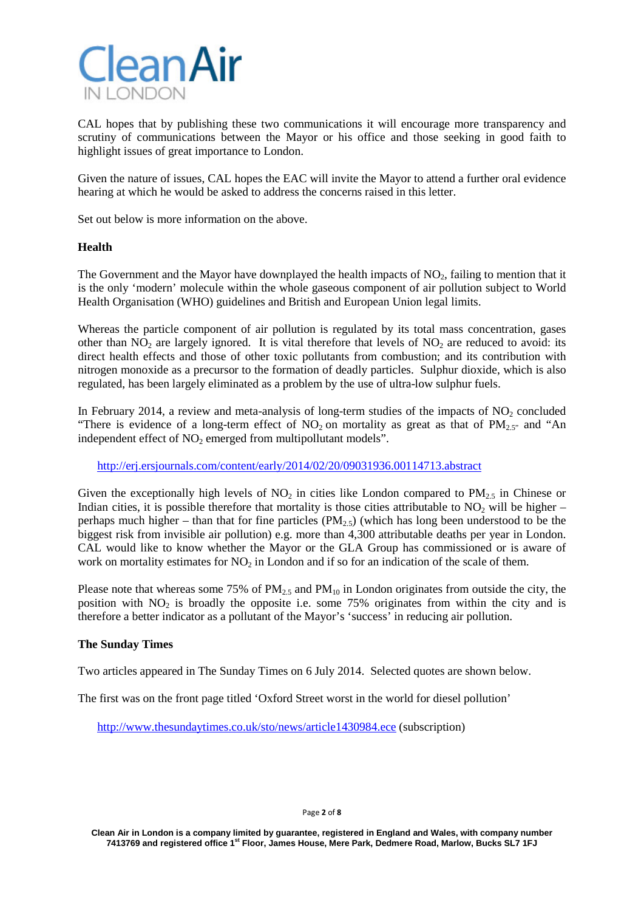CAL hopes that by publishing these two communications it will encourage more transparency and scrutiny of communications between the Mayor or his office and those seeking in good faith to highlight issues of great importance to London.

Given the nature of issues, CAL hopes the EAC will invite the Mayor to attend a further oral evidence hearing at which he would be asked to address the concerns raised in this letter.

Set out below is more information on the above.

**Health**

The Government and the Mayor have downplayed the health impacts of $NO_2$, failing to mention that it is the only 'modern' molecule within the whole gaseous component of air pollution subject to World Health Organisation (WHO) guidelines and British and European Union legal limits.

Whereas the particle component of air pollution is regulated by its total mass concentration, gases other than $NO_2$ are largely ignored. It is vital therefore that levels of $NO_2$ are reduced to avoid: its direct health effects and those of other toxic pollutants from combustion; and its contribution with nitrogen monoxide as a precursor to the formation of deadly particles. Sulphur dioxide, which is also regulated, has been largely eliminated as a problem by the use of ultra-low sulphur fuels.

In February 2014, a review and meta-analysis of long-term studies of the impacts of $NO_2$ concluded "There is evidence of a long-term effect of $NO_2$ on mortality as great as that of $PM_{2.5}$" and "An independent effect of $NO_2$ emerged from multipollutant models".

http://erj.ersjournals.com/content/early/2014/02/20/09031936.00114713.abstract

Given the exceptionally high levels of $NO_2$ in cities like London compared to $PM_{2.5}$ in Chinese or Indian cities, it is possible therefore that mortality is those cities attributable to $NO_2$ will be higher – perhaps much higher – than that for fine particles ($PM_{2.5}$) (which has long been understood to be the biggest risk from invisible air pollution) e.g. more than 4,300 attributable deaths per year in London. CAL would like to know whether the Mayor or the GLA Group has commissioned or is aware of work on mortality estimates for $NO_2$ in London and if so for an indication of the scale of them.

Please note that whereas some 75% of $PM_{2.5}$ and $PM_{10}$ in London originates from outside the city, the position with $NO_2$ is broadly the opposite i.e. some 75% originates from within the city and is therefore a better indicator as a pollutant of the Mayor's 'success' in reducing air pollution.

**The Sunday Times**

Two articles appeared in The Sunday Times on 6 July 2014. Selected quotes are shown below.

The first was on the front page titled 'Oxford Street worst in the world for diesel pollution'

http://www.thesundaytimes.co.uk/sto/news/article1430984.ece (subscription)

Clean Air in London is a company limited by guarantee, registered in England and Wales, with company number 7413769 and registered office 1st Floor, James House, Mere Park, Dedmere Road, Marlow, Bucks SL7 1FJ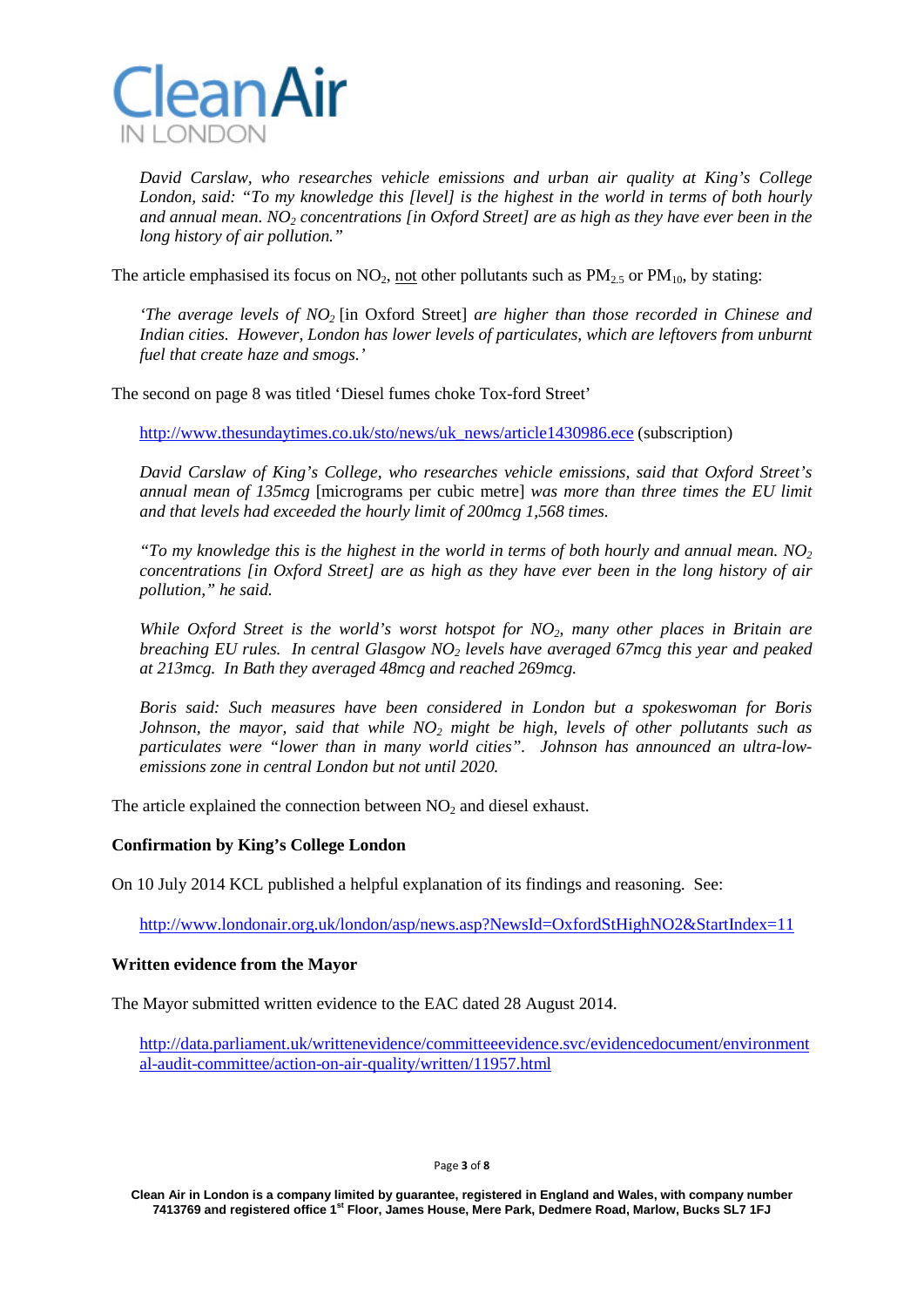> *David Carslaw, who researches vehicle emissions and urban air quality at King's College London, said: "To my knowledge this [level] is the highest in the world in terms of both hourly and annual mean. $NO_2$ concentrations [in Oxford Street] are as high as they have ever been in the long history of air pollution."*

The article emphasised its focus on $NO_2$, not other pollutants such as $PM_{2.5}$ or $PM_{10}$, by stating:

> *'The average levels of $NO_2$* [in Oxford Street] *are higher than those recorded in Chinese and Indian cities. However, London has lower levels of particulates, which are leftovers from unburnt fuel that create haze and smogs.'*

The second on page 8 was titled 'Diesel fumes choke Tox-ford Street'

> http://www.thesundaytimes.co.uk/sto/news/uk_news/article1430986.ece (subscription)
>
> *David Carslaw of King's College, who researches vehicle emissions, said that Oxford Street's annual mean of 135mcg* [micrograms per cubic metre] *was more than three times the EU limit and that levels had exceeded the hourly limit of 200mcg 1,568 times.*
>
> *"To my knowledge this is the highest in the world in terms of both hourly and annual mean. $NO_2$ concentrations [in Oxford Street] are as high as they have ever been in the long history of air pollution," he said.*
>
> *While Oxford Street is the world's worst hotspot for $NO_2$, many other places in Britain are breaching EU rules. In central Glasgow $NO_2$ levels have averaged 67mcg this year and peaked at 213mcg. In Bath they averaged 48mcg and reached 269mcg.*
>
> *Boris said: Such measures have been considered in London but a spokeswoman for Boris Johnson, the mayor, said that while $NO_2$ might be high, levels of other pollutants such as particulates were "lower than in many world cities". Johnson has announced an ultra-low-emissions zone in central London but not until 2020.*

The article explained the connection between $NO_2$ and diesel exhaust.

**Confirmation by King's College London**

On 10 July 2014 KCL published a helpful explanation of its findings and reasoning. See:

> http://www.londonair.org.uk/london/asp/news.asp?NewsId=OxfordStHighNO2&StartIndex=11

**Written evidence from the Mayor**

The Mayor submitted written evidence to the EAC dated 28 August 2014.

> http://data.parliament.uk/writtenevidence/committeeevidence.svc/evidencedocument/environmental-audit-committee/action-on-air-quality/written/11957.html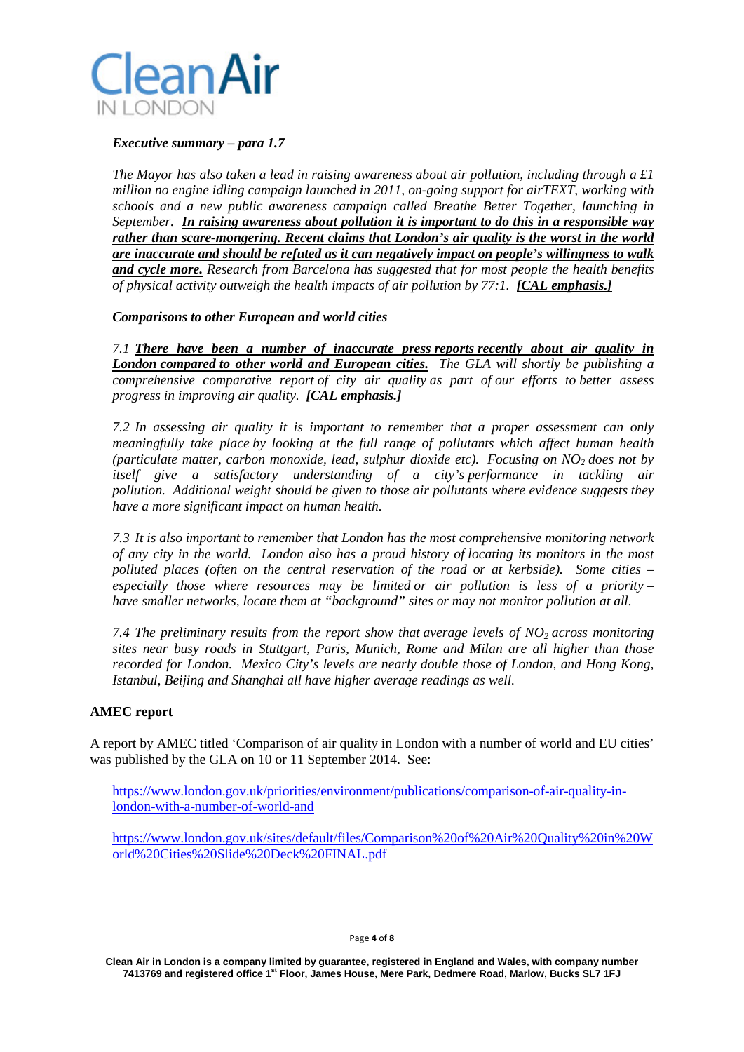***Executive summary – para 1.7***

*The Mayor has also taken a lead in raising awareness about air pollution, including through a £1 million no engine idling campaign launched in 2011, on-going support for airTEXT, working with schools and a new public awareness campaign called Breathe Better Together, launching in September.* ***In raising awareness about pollution it is important to do this in a responsible way rather than scare-mongering. Recent claims that London's air quality is the worst in the world are inaccurate and should be refuted as it can negatively impact on people's willingness to walk and cycle more.*** *Research from Barcelona has suggested that for most people the health benefits of physical activity outweigh the health impacts of air pollution by 77:1.* ***[CAL emphasis.]***

***Comparisons to other European and world cities***

*7.1* ***There have been a number of inaccurate press reports recently about air quality in London compared to other world and European cities.*** *The GLA will shortly be publishing a comprehensive comparative report of city air quality as part of our efforts to better assess progress in improving air quality.* ***[CAL emphasis.]***

*7.2 In assessing air quality it is important to remember that a proper assessment can only meaningfully take place by looking at the full range of pollutants which affect human health (particulate matter, carbon monoxide, lead, sulphur dioxide etc). Focusing on* $NO_2$ *does not by itself give a satisfactory understanding of a city's performance in tackling air pollution. Additional weight should be given to those air pollutants where evidence suggests they have a more significant impact on human health.*

*7.3 It is also important to remember that London has the most comprehensive monitoring network of any city in the world. London also has a proud history of locating its monitors in the most polluted places (often on the central reservation of the road or at kerbside). Some cities – especially those where resources may be limited or air pollution is less of a priority – have smaller networks, locate them at "background" sites or may not monitor pollution at all.*

*7.4 The preliminary results from the report show that average levels of* $NO_2$ *across monitoring sites near busy roads in Stuttgart, Paris, Munich, Rome and Milan are all higher than those recorded for London. Mexico City's levels are nearly double those of London, and Hong Kong, Istanbul, Beijing and Shanghai all have higher average readings as well.*

**AMEC report**

A report by AMEC titled 'Comparison of air quality in London with a number of world and EU cities' was published by the GLA on 10 or 11 September 2014. See:

https://www.london.gov.uk/priorities/environment/publications/comparison-of-air-quality-in-london-with-a-number-of-world-and

https://www.london.gov.uk/sites/default/files/Comparison%20of%20Air%20Quality%20in%20World%20Cities%20Slide%20Deck%20FINAL.pdf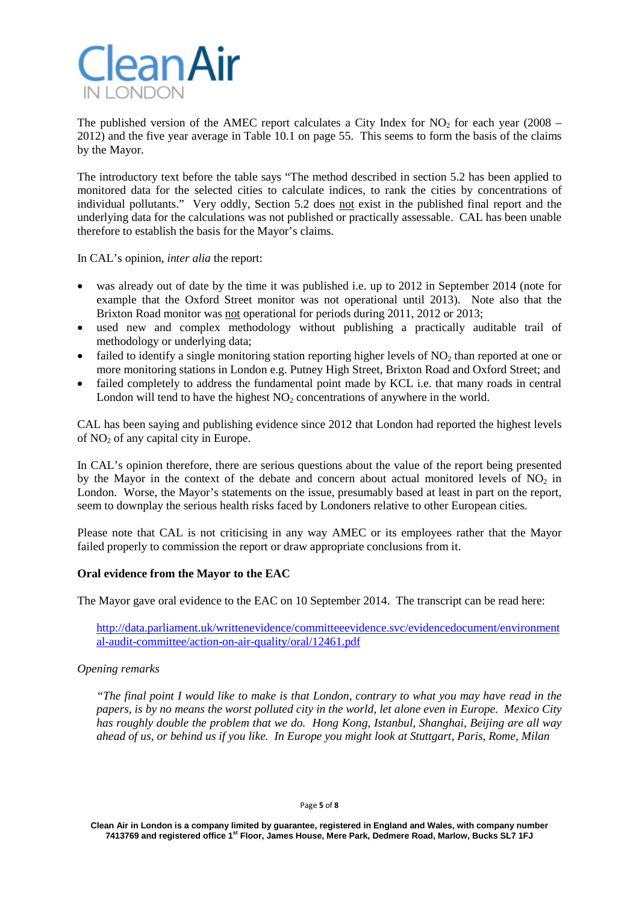The published version of the AMEC report calculates a City Index for $NO_2$ for each year (2008 – 2012) and the five year average in Table 10.1 on page 55. This seems to form the basis of the claims by the Mayor.

The introductory text before the table says "The method described in section 5.2 has been applied to monitored data for the selected cities to calculate indices, to rank the cities by concentrations of individual pollutants." Very oddly, Section 5.2 does not exist in the published final report and the underlying data for the calculations was not published or practically assessable. CAL has been unable therefore to establish the basis for the Mayor's claims.

In CAL's opinion, *inter alia* the report:

- was already out of date by the time it was published i.e. up to 2012 in September 2014 (note for example that the Oxford Street monitor was not operational until 2013). Note also that the Brixton Road monitor was not operational for periods during 2011, 2012 or 2013;
- used new and complex methodology without publishing a practically auditable trail of methodology or underlying data;
- failed to identify a single monitoring station reporting higher levels of $NO_2$ than reported at one or more monitoring stations in London e.g. Putney High Street, Brixton Road and Oxford Street; and
- failed completely to address the fundamental point made by KCL i.e. that many roads in central London will tend to have the highest $NO_2$ concentrations of anywhere in the world.

CAL has been saying and publishing evidence since 2012 that London had reported the highest levels of $NO_2$ of any capital city in Europe.

In CAL's opinion therefore, there are serious questions about the value of the report being presented by the Mayor in the context of the debate and concern about actual monitored levels of $NO_2$ in London. Worse, the Mayor's statements on the issue, presumably based at least in part on the report, seem to downplay the serious health risks faced by Londoners relative to other European cities.

Please note that CAL is not criticising in any way AMEC or its employees rather that the Mayor failed properly to commission the report or draw appropriate conclusions from it.

**Oral evidence from the Mayor to the EAC**

The Mayor gave oral evidence to the EAC on 10 September 2014. The transcript can be read here:

> http://data.parliament.uk/writtenevidence/committeeevidence.svc/evidencedocument/environmental-audit-committee/action-on-air-quality/oral/12461.pdf

*Opening remarks*

> *"The final point I would like to make is that London, contrary to what you may have read in the papers, is by no means the worst polluted city in the world, let alone even in Europe. Mexico City has roughly double the problem that we do. Hong Kong, Istanbul, Shanghai, Beijing are all way ahead of us, or behind us if you like. In Europe you might look at Stuttgart, Paris, Rome, Milan*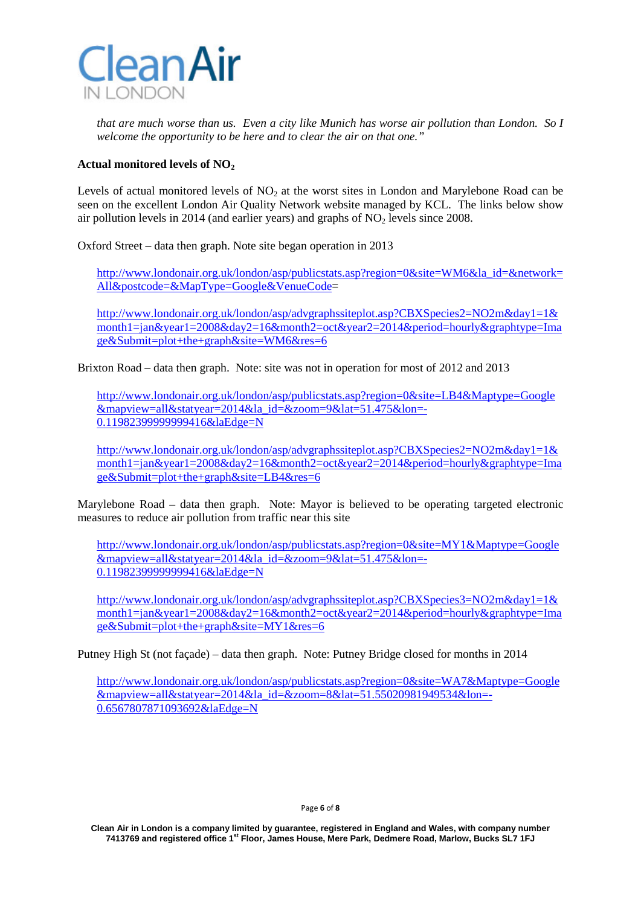*that are much worse than us. Even a city like Munich has worse air pollution than London. So I welcome the opportunity to be here and to clear the air on that one."*

**Actual monitored levels of $NO_2$**

Levels of actual monitored levels of $NO_2$ at the worst sites in London and Marylebone Road can be seen on the excellent London Air Quality Network website managed by KCL. The links below show air pollution levels in 2014 (and earlier years) and graphs of $NO_2$ levels since 2008.

Oxford Street – data then graph. Note site began operation in 2013

http://www.londonair.org.uk/london/asp/publicstats.asp?region=0&site=WM6&la_id=&network=All&postcode=&MapType=Google&VenueCode=

http://www.londonair.org.uk/london/asp/advgraphssiteplot.asp?CBXSpecies2=NO2m&day1=1&month1=jan&year1=2008&day2=16&month2=oct&year2=2014&period=hourly&graphtype=Image&Submit=plot+the+graph&site=WM6&res=6

Brixton Road – data then graph. Note: site was not in operation for most of 2012 and 2013

http://www.londonair.org.uk/london/asp/publicstats.asp?region=0&site=LB4&Maptype=Google&mapview=all&statyear=2014&la_id=&zoom=9&lat=51.475&lon=-0.119823999999994416&laEdge=N

http://www.londonair.org.uk/london/asp/advgraphssiteplot.asp?CBXSpecies2=NO2m&day1=1&month1=jan&year1=2008&day2=16&month2=oct&year2=2014&period=hourly&graphtype=Image&Submit=plot+the+graph&site=LB4&res=6

Marylebone Road – data then graph. Note: Mayor is believed to be operating targeted electronic measures to reduce air pollution from traffic near this site

http://www.londonair.org.uk/london/asp/publicstats.asp?region=0&site=MY1&Maptype=Google&mapview=all&statyear=2014&la_id=&zoom=9&lat=51.475&lon=-0.119823999999994416&laEdge=N

http://www.londonair.org.uk/london/asp/advgraphssiteplot.asp?CBXSpecies3=NO2m&day1=1&month1=jan&year1=2008&day2=16&month2=oct&year2=2014&period=hourly&graphtype=Image&Submit=plot+the+graph&site=MY1&res=6

Putney High St (not façade) – data then graph. Note: Putney Bridge closed for months in 2014

http://www.londonair.org.uk/london/asp/publicstats.asp?region=0&site=WA7&Maptype=Google&mapview=all&statyear=2014&la_id=&zoom=8&lat=51.55020981949534&lon=-0.6567807871093692&laEdge=N

Clean Air in London is a company limited by guarantee, registered in England and Wales, with company number 7413769 and registered office 1st Floor, James House, Mere Park, Dedmere Road, Marlow, Bucks SL7 1FJ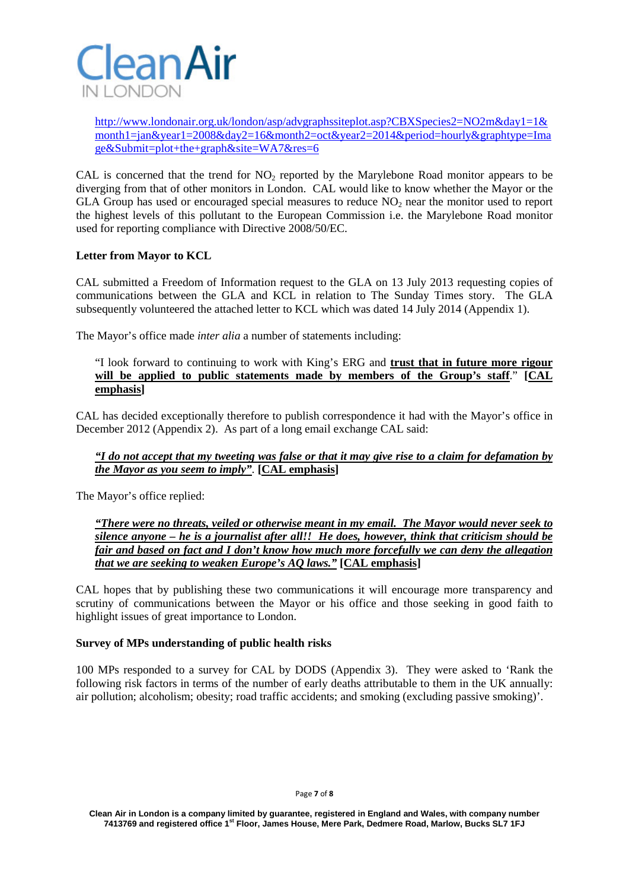http://www.londonair.org.uk/london/asp/advgraphssiteplot.asp?CBXSpecies2=NO2m&day1=1&month1=jan&year1=2008&day2=16&month2=oct&year2=2014&period=hourly&graphtype=Image&Submit=plot+the+graph&site=WA7&res=6

CAL is concerned that the trend for $NO_2$ reported by the Marylebone Road monitor appears to be diverging from that of other monitors in London. CAL would like to know whether the Mayor or the GLA Group has used or encouraged special measures to reduce $NO_2$ near the monitor used to report the highest levels of this pollutant to the European Commission i.e. the Marylebone Road monitor used for reporting compliance with Directive 2008/50/EC.

**Letter from Mayor to KCL**

CAL submitted a Freedom of Information request to the GLA on 13 July 2013 requesting copies of communications between the GLA and KCL in relation to The Sunday Times story. The GLA subsequently volunteered the attached letter to KCL which was dated 14 July 2014 (Appendix 1).

The Mayor's office made *inter alia* a number of statements including:

> "I look forward to continuing to work with King's ERG and **trust that in future more rigour will be applied to public statements made by members of the Group's staff**." **[CAL emphasis]**

CAL has decided exceptionally therefore to publish correspondence it had with the Mayor's office in December 2012 (Appendix 2). As part of a long email exchange CAL said:

> ***"I do not accept that my tweeting was false or that it may give rise to a claim for defamation by the Mayor as you seem to imply"*. [CAL emphasis]**

The Mayor's office replied:

> ***"There were no threats, veiled or otherwise meant in my email. The Mayor would never seek to silence anyone – he is a journalist after all!! He does, however, think that criticism should be fair and based on fact and I don't know how much more forcefully we can deny the allegation that we are seeking to weaken Europe's AQ laws."* [CAL emphasis]**

CAL hopes that by publishing these two communications it will encourage more transparency and scrutiny of communications between the Mayor or his office and those seeking in good faith to highlight issues of great importance to London.

**Survey of MPs understanding of public health risks**

100 MPs responded to a survey for CAL by DODS (Appendix 3). They were asked to 'Rank the following risk factors in terms of the number of early deaths attributable to them in the UK annually: air pollution; alcoholism; obesity; road traffic accidents; and smoking (excluding passive smoking)'.

Clean Air in London is a company limited by guarantee, registered in England and Wales, with company number 7413769 and registered office 1st Floor, James House, Mere Park, Dedmere Road, Marlow, Bucks SL7 1FJ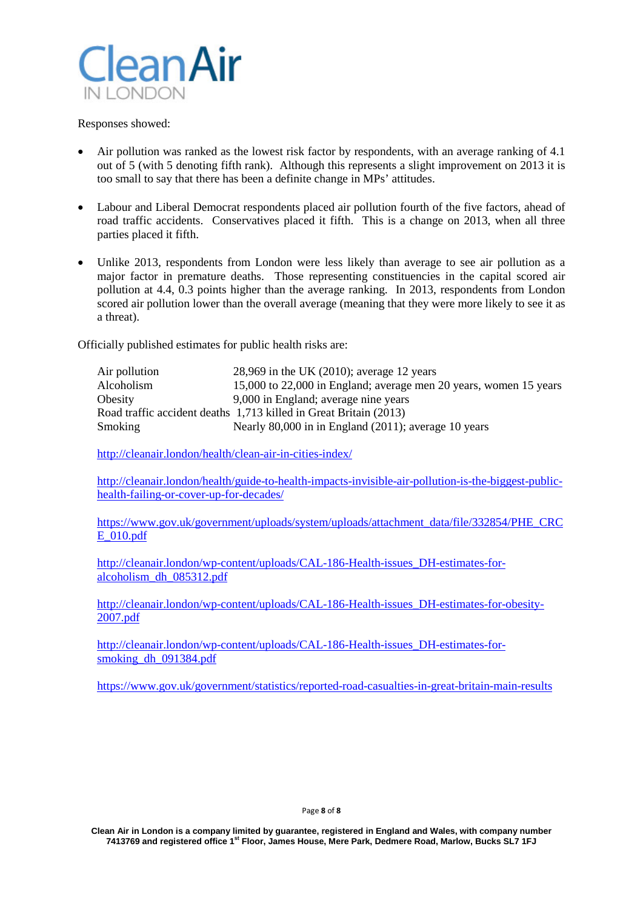Responses showed:

- Air pollution was ranked as the lowest risk factor by respondents, with an average ranking of 4.1 out of 5 (with 5 denoting fifth rank). Although this represents a slight improvement on 2013 it is too small to say that there has been a definite change in MPs' attitudes.

- Labour and Liberal Democrat respondents placed air pollution fourth of the five factors, ahead of road traffic accidents. Conservatives placed it fifth. This is a change on 2013, when all three parties placed it fifth.

- Unlike 2013, respondents from London were less likely than average to see air pollution as a major factor in premature deaths. Those representing constituencies in the capital scored air pollution at 4.4, 0.3 points higher than the average ranking. In 2013, respondents from London scored air pollution lower than the overall average (meaning that they were more likely to see it as a threat).

Officially published estimates for public health risks are:

| | |
|---|---|
| Air pollution | 28,969 in the UK (2010); average 12 years |
| Alcoholism | 15,000 to 22,000 in England; average men 20 years, women 15 years |
| Obesity | 9,000 in England; average nine years |
| Road traffic accident deaths | 1,713 killed in Great Britain (2013) |
| Smoking | Nearly 80,000 in in England (2011); average 10 years |

http://cleanair.london/health/clean-air-in-cities-index/

http://cleanair.london/health/guide-to-health-impacts-invisible-air-pollution-is-the-biggest-public-health-failing-or-cover-up-for-decades/

https://www.gov.uk/government/uploads/system/uploads/attachment_data/file/332854/PHE_CRCE_010.pdf

http://cleanair.london/wp-content/uploads/CAL-186-Health-issues_DH-estimates-for-alcoholism_dh_085312.pdf

http://cleanair.london/wp-content/uploads/CAL-186-Health-issues_DH-estimates-for-obesity-2007.pdf

http://cleanair.london/wp-content/uploads/CAL-186-Health-issues_DH-estimates-for-smoking_dh_091384.pdf

https://www.gov.uk/government/statistics/reported-road-casualties-in-great-britain-main-results

**Clean Air in London is a company limited by guarantee, registered in England and Wales, with company number 7413769 and registered office 1st Floor, James House, Mere Park, Dedmere Road, Marlow, Bucks SL7 1FJ**